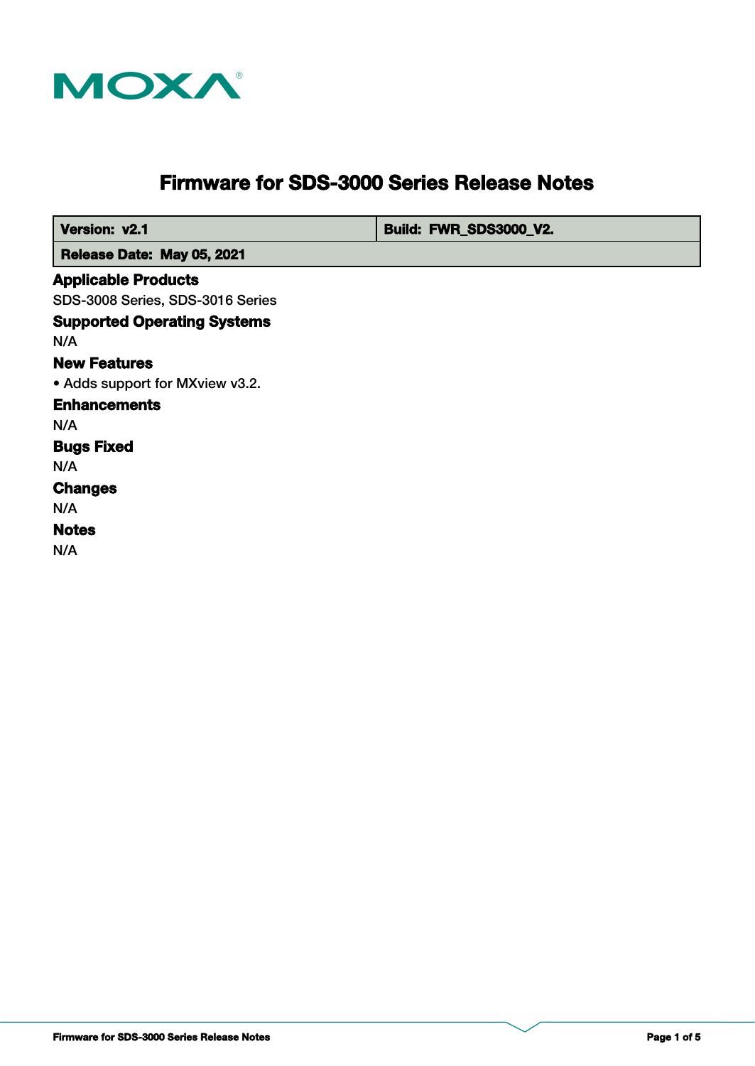# Firmware for SDS-3000 Series Release Notes

| Version: v2.1 | Build: FWR_SDS3000_V2. |
| --- | --- |
| Release Date: May 05, 2021 | |

## Applicable Products

SDS-3008 Series, SDS-3016 Series

## Supported Operating Systems

N/A

## New Features

- Adds support for MXview v3.2.

## Enhancements

N/A

## Bugs Fixed

N/A

## Changes

N/A

## Notes

N/A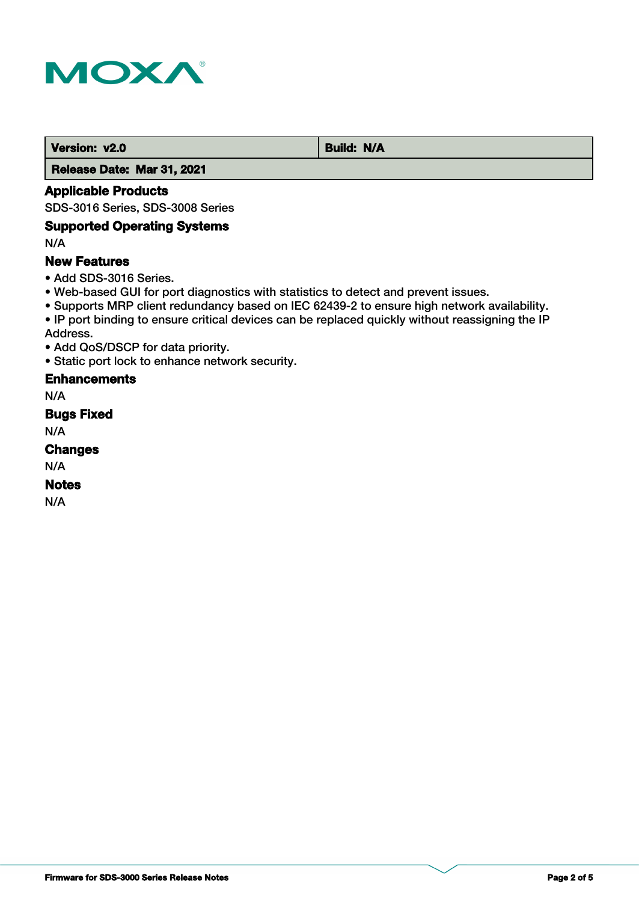| Version: v2.0 | Build: N/A |
|---|---|
| Release Date: Mar 31, 2021 | |

## Applicable Products

SDS-3016 Series, SDS-3008 Series

## Supported Operating Systems

N/A

## New Features

- Add SDS-3016 Series.
- Web-based GUI for port diagnostics with statistics to detect and prevent issues.
- Supports MRP client redundancy based on IEC 62439-2 to ensure high network availability.
- IP port binding to ensure critical devices can be replaced quickly without reassigning the IP Address.
- Add QoS/DSCP for data priority.
- Static port lock to enhance network security.

## Enhancements

N/A

## Bugs Fixed

N/A

## Changes

N/A

## Notes

N/A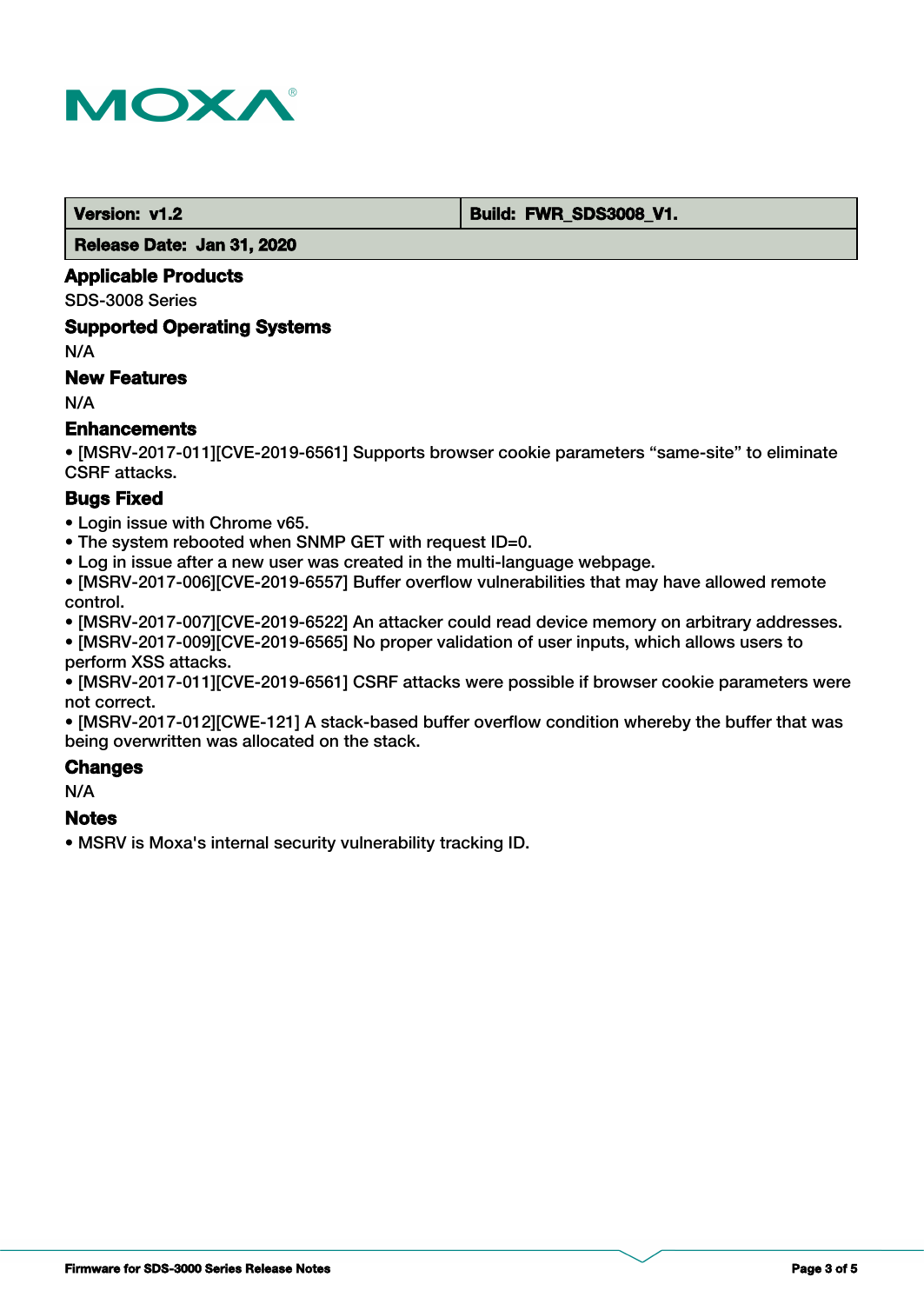| Version: v1.2 | Build: FWR_SDS3008_V1. |
| --- | --- |
| Release Date: Jan 31, 2020 | |

### Applicable Products

SDS-3008 Series

### Supported Operating Systems

N/A

### New Features

N/A

### Enhancements

- [MSRV-2017-011][CVE-2019-6561] Supports browser cookie parameters “same-site” to eliminate CSRF attacks.

### Bugs Fixed

- Login issue with Chrome v65.
- The system rebooted when SNMP GET with request ID=0.
- Log in issue after a new user was created in the multi-language webpage.
- [MSRV-2017-006][CVE-2019-6557] Buffer overflow vulnerabilities that may have allowed remote control.
- [MSRV-2017-007][CVE-2019-6522] An attacker could read device memory on arbitrary addresses.
- [MSRV-2017-009][CVE-2019-6565] No proper validation of user inputs, which allows users to perform XSS attacks.
- [MSRV-2017-011][CVE-2019-6561] CSRF attacks were possible if browser cookie parameters were not correct.
- [MSRV-2017-012][CWE-121] A stack-based buffer overflow condition whereby the buffer that was being overwritten was allocated on the stack.

### Changes

N/A

### Notes

- MSRV is Moxa's internal security vulnerability tracking ID.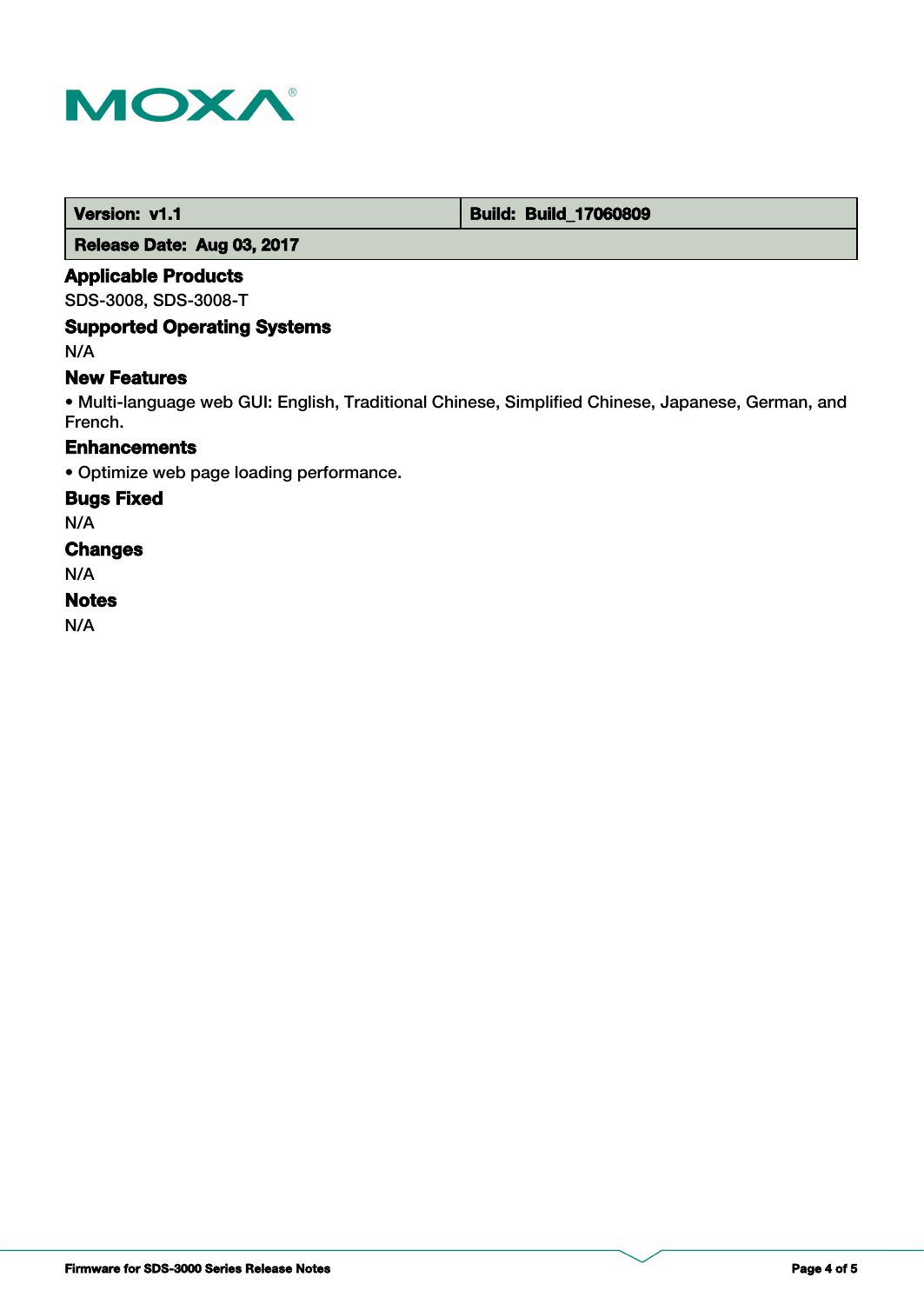| Version: v1.1 | Build: Build_17060809 |
| --- | --- |
| Release Date: Aug 03, 2017 | |

## Applicable Products

SDS-3008, SDS-3008-T

## Supported Operating Systems

N/A

## New Features

- Multi-language web GUI: English, Traditional Chinese, Simplified Chinese, Japanese, German, and French.

## Enhancements

- Optimize web page loading performance.

## Bugs Fixed

N/A

## Changes

N/A

## Notes

N/A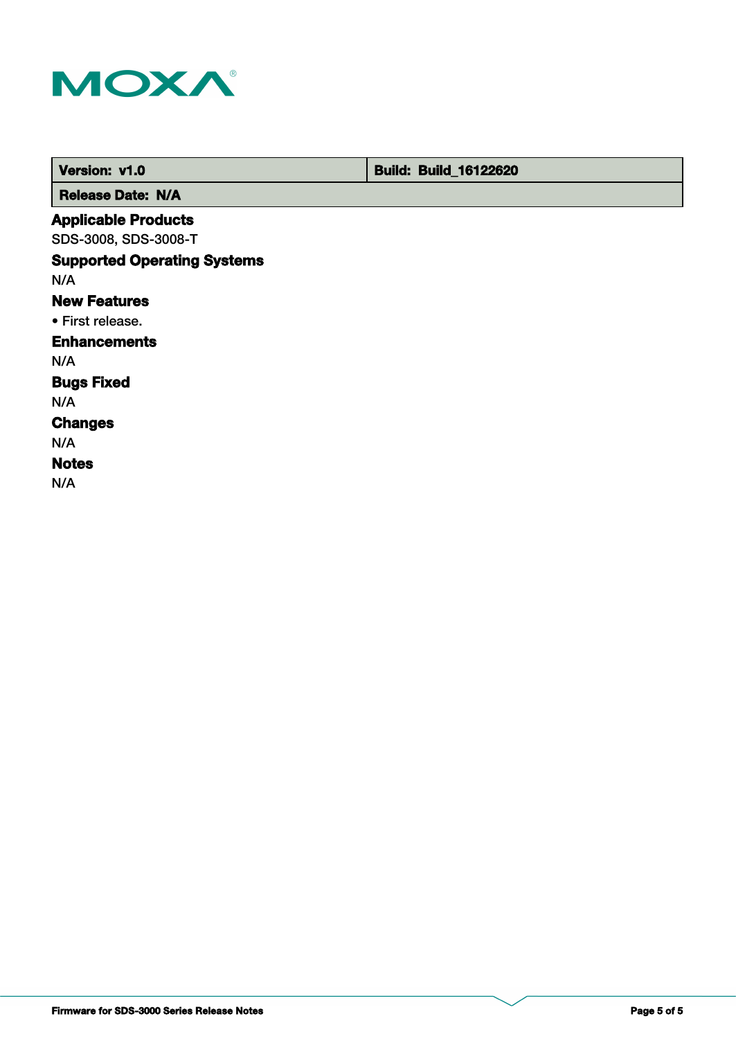| Version: v1.0 | Build: Build_16122620 |
| --- | --- |
| Release Date: N/A | |

### Applicable Products

SDS-3008, SDS-3008-T

### Supported Operating Systems

N/A

### New Features

• First release.

### Enhancements

N/A

### Bugs Fixed

N/A

### Changes

N/A

### Notes

N/A